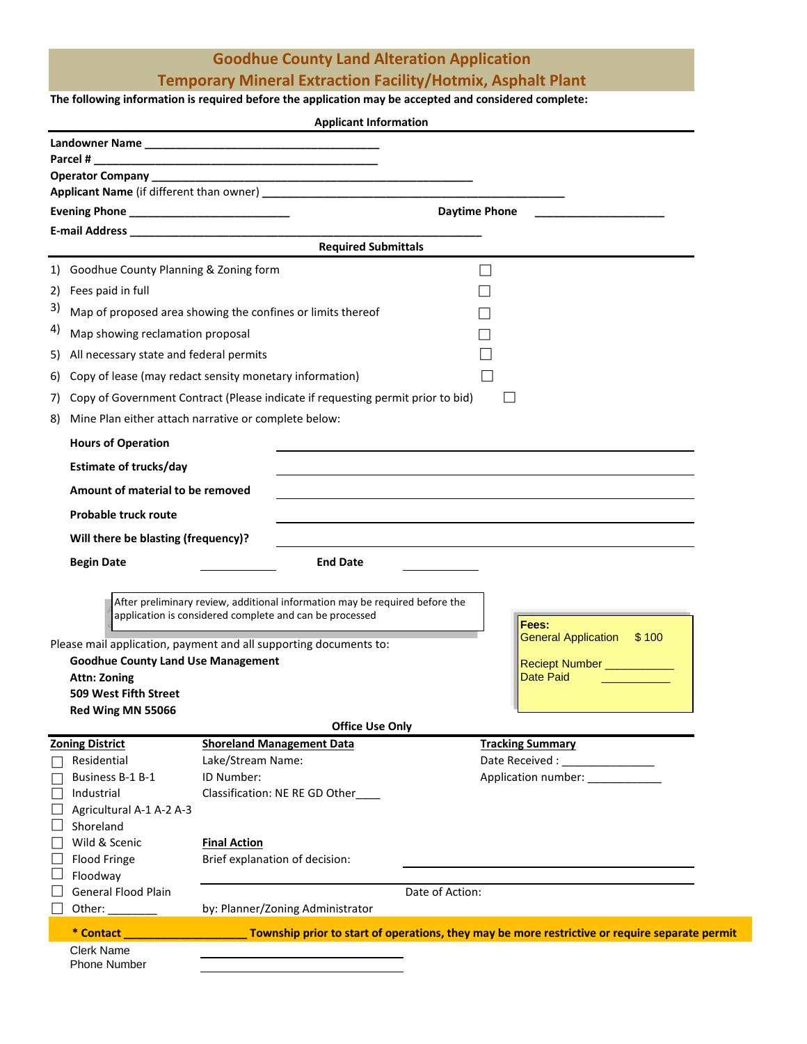# Goodhue County Land Alteration Application

## Temporary Mineral Extraction Facility/Hotmix, Asphalt Plant

**The following information is required before the application may be accepted and considered complete:**

### Applicant Information

**Landowner Name** ______________________________________

**Parcel #** _____________________________________________

**Operator Company** _____________________________________________________

**Applicant Name** (if different than owner) _______________________________________________

**Evening Phone** __________________________ **Daytime Phone** _____________________

**E-mail Address** _________________________________________________________

### Required Submittals

1) Goodhue County Planning & Zoning form ☐
2) Fees paid in full ☐
3) Map of proposed area showing the confines or limits thereof ☐
4) Map showing reclamation proposal ☐
5) All necessary state and federal permits ☐
6) Copy of lease (may redact sensity monetary information) ☐
7) Copy of Government Contract (Please indicate if requesting permit prior to bid) ☐
8) Mine Plan either attach narrative or complete below:

**Hours of Operation** ______________________________

**Estimate of trucks/day** ______________________________

**Amount of material to be removed** ______________________________

**Probable truck route** ______________________________

**Will there be blasting (frequency)?** ______________________________

**Begin Date** ____________ **End Date** ____________

After preliminary review, additional information may be required before the application is considered complete and can be processed

Please mail application, payment and all supporting documents to:

**Goodhue County Land Use Management**
**Attn: Zoning**
**509 West Fifth Street**
**Red Wing MN 55066**

**Fees:**
General Application $ 100

Reciept Number ___________
Date Paid ___________

### Office Use Only

**Zoning District**

- ☐ Residential
- ☐ Business B-1 B-1
- ☐ Industrial
- ☐ Agricultural A-1 A-2 A-3
- ☐ Shoreland
- ☐ Wild & Scenic
- ☐ Flood Fringe
- ☐ Floodway
- ☐ General Flood Plain
- ☐ Other: ________

**Shoreland Management Data**

Lake/Stream Name:
ID Number:
Classification: NE RE GD Other____

**Tracking Summary**

Date Received : _______________
Application number: ____________

**Final Action**

Brief explanation of decision: ______________________________

______________________________ Date of Action:

by: Planner/Zoning Administrator

**\* Contact ____________________ Township prior to start of operations, they may be more restrictive or require separate permit**

Clerk Name ______________________________
Phone Number ______________________________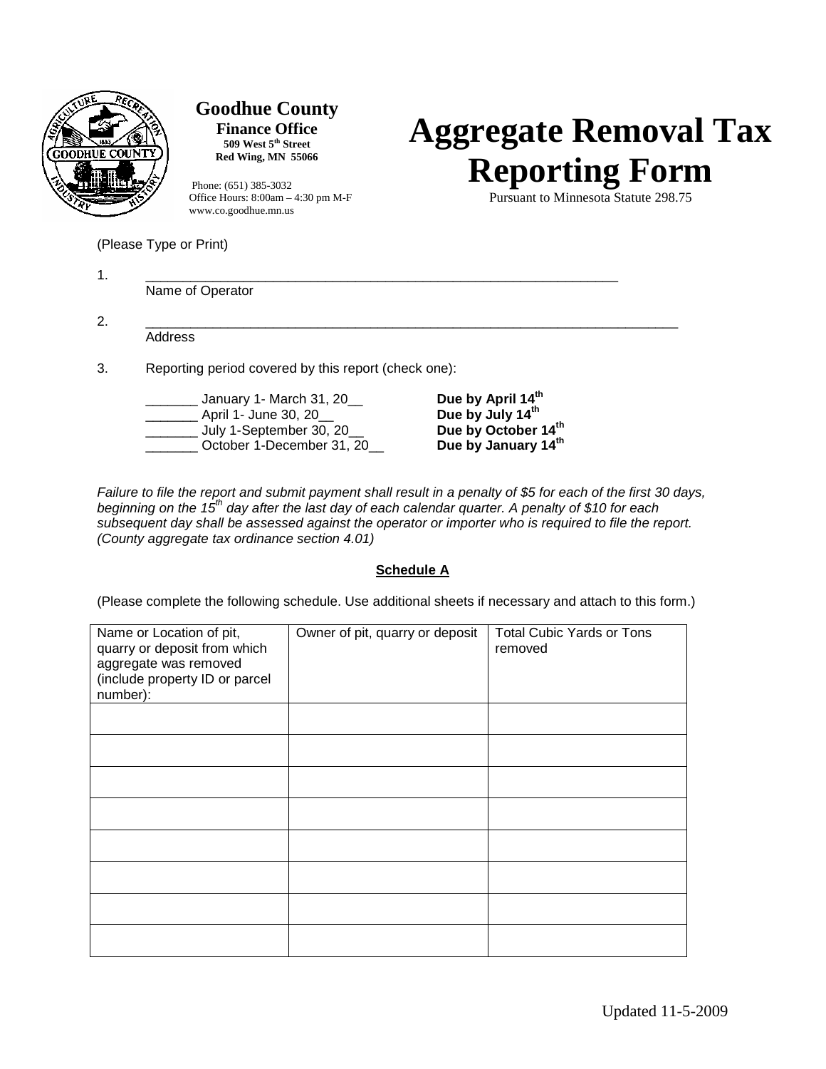**Goodhue County**
**Finance Office**
**509 West 5th Street**
**Red Wing, MN 55066**

Phone: (651) 385-3032
Office Hours: 8:00am – 4:30 pm M-F
www.co.goodhue.mn.us

# Aggregate Removal Tax Reporting Form

Pursuant to Minnesota Statute 298.75

(Please Type or Print)

1. \_\_\_\_\_\_\_\_\_\_\_\_\_\_\_\_\_\_\_\_\_\_\_\_\_\_\_\_\_\_\_\_\_\_\_\_\_\_\_\_\_\_\_\_\_\_\_\_\_\_\_\_\_\_\_\_\_\_\_\_\_\_\_\_
   Name of Operator

2. \_\_\_\_\_\_\_\_\_\_\_\_\_\_\_\_\_\_\_\_\_\_\_\_\_\_\_\_\_\_\_\_\_\_\_\_\_\_\_\_\_\_\_\_\_\_\_\_\_\_\_\_\_\_\_\_\_\_\_\_\_\_\_\_\_\_\_\_\_\_\_\_\_
   Address

3. Reporting period covered by this report (check one):

   _______ January 1- March 31, 20__ **Due by April 14th**
   _______ April 1- June 30, 20__ **Due by July 14th**
   _______ July 1-September 30, 20__ **Due by October 14th**
   _______ October 1-December 31, 20__ **Due by January 14th**

*Failure to file the report and submit payment shall result in a penalty of $5 for each of the first 30 days, beginning on the 15th day after the last day of each calendar quarter. A penalty of $10 for each subsequent day shall be assessed against the operator or importer who is required to file the report. (County aggregate tax ordinance section 4.01)*

**Schedule A**

(Please complete the following schedule. Use additional sheets if necessary and attach to this form.)

| Name or Location of pit, quarry or deposit from which aggregate was removed (include property ID or parcel number): | Owner of pit, quarry or deposit | Total Cubic Yards or Tons removed |
|---|---|---|
| | | |
| | | |
| | | |
| | | |
| | | |
| | | |
| | | |
| | | |

Updated 11-5-2009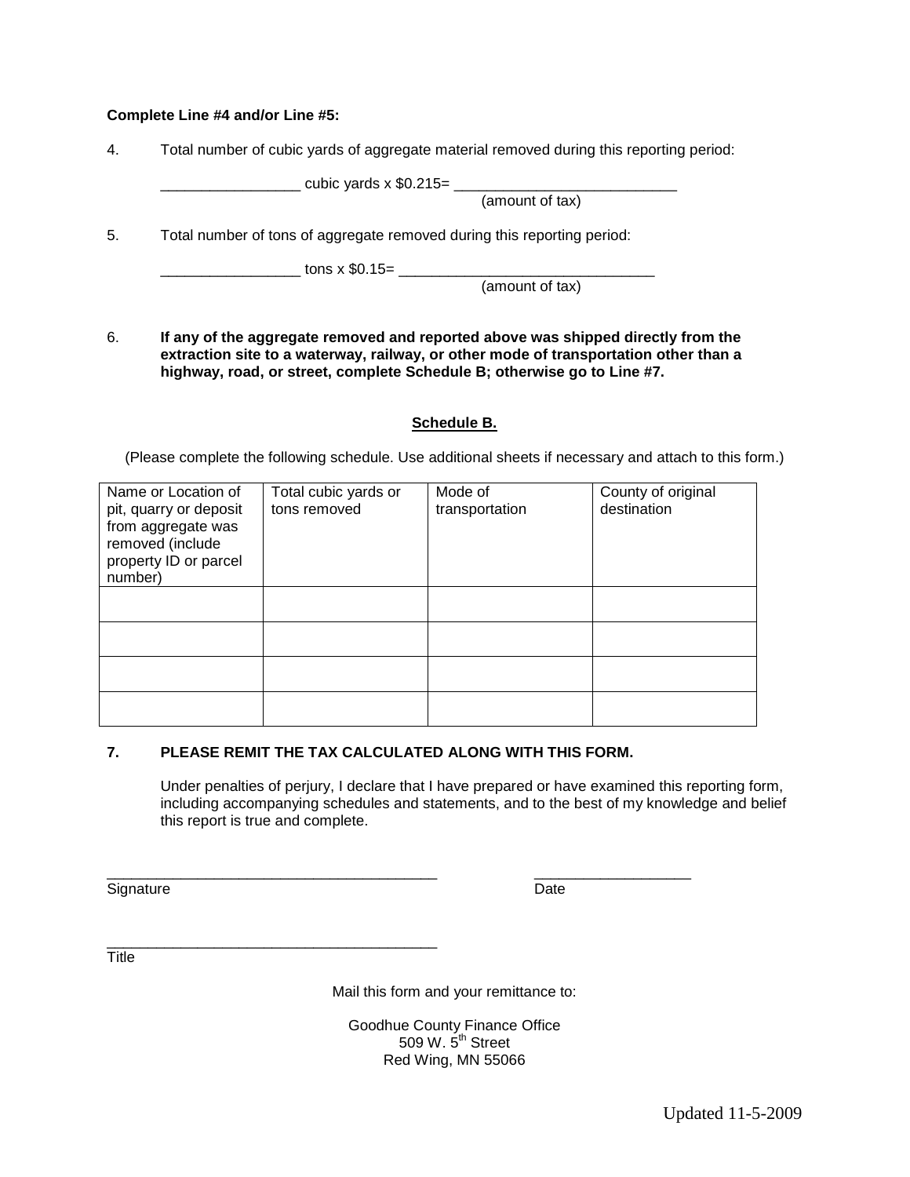**Complete Line #4 and/or Line #5:**

4. Total number of cubic yards of aggregate material removed during this reporting period:

_________________ cubic yards x $0.215= ___________________________
(amount of tax)

5. Total number of tons of aggregate removed during this reporting period:

_________________ tons x $0.15= _______________________________
(amount of tax)

6. **If any of the aggregate removed and reported above was shipped directly from the extraction site to a waterway, railway, or other mode of transportation other than a highway, road, or street, complete Schedule B; otherwise go to Line #7.**

**Schedule B.**

(Please complete the following schedule. Use additional sheets if necessary and attach to this form.)

| Name or Location of pit, quarry or deposit from aggregate was removed (include property ID or parcel number) | Total cubic yards or tons removed | Mode of transportation | County of original destination |
|---|---|---|---|
| | | | |
| | | | |
| | | | |
| | | | |

**7. PLEASE REMIT THE TAX CALCULATED ALONG WITH THIS FORM.**

Under penalties of perjury, I declare that I have prepared or have examined this reporting form, including accompanying schedules and statements, and to the best of my knowledge and belief this report is true and complete.

_________________________________________ ___________________
Signature Date

_________________________________________
Title

Mail this form and your remittance to:

Goodhue County Finance Office
509 W. 5th Street
Red Wing, MN 55066

Updated 11-5-2009